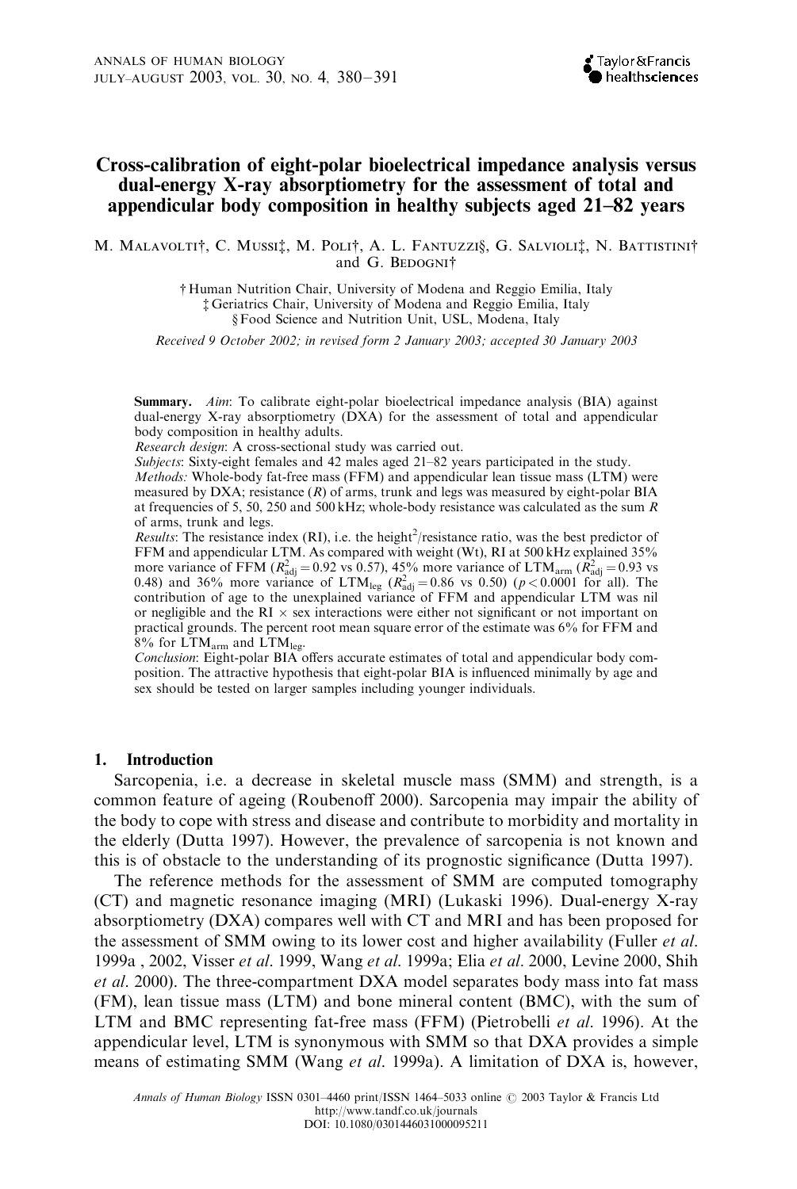# Cross-calibration of eight-polar bioelectrical impedance analysis versus dual-energy X-ray absorptiometry for the assessment of total and appendicular body composition in healthy subjects aged 21–82 years

M. Malavolti†, C. Mussi‡, M. Poli†, A. L. Fantuzzi§, G. Salvioli‡, N. Battistini† and G. Bedogni†

† Human Nutrition Chair, University of Modena and Reggio Emilia, Italy
‡ Geriatrics Chair, University of Modena and Reggio Emilia, Italy
§ Food Science and Nutrition Unit, USL, Modena, Italy

*Received 9 October 2002; in revised form 2 January 2003; accepted 30 January 2003*

**Summary.** *Aim*: To calibrate eight-polar bioelectrical impedance analysis (BIA) against dual-energy X-ray absorptiometry (DXA) for the assessment of total and appendicular body composition in healthy adults.

*Research design*: A cross-sectional study was carried out.

*Subjects*: Sixty-eight females and 42 males aged 21–82 years participated in the study.

*Methods:* Whole-body fat-free mass (FFM) and appendicular lean tissue mass (LTM) were measured by DXA; resistance ($R$) of arms, trunk and legs was measured by eight-polar BIA at frequencies of 5, 50, 250 and 500 kHz; whole-body resistance was calculated as the sum $R$ of arms, trunk and legs.

*Results*: The resistance index (RI), i.e. the height$^2$/resistance ratio, was the best predictor of FFM and appendicular LTM. As compared with weight (Wt), RI at 500 kHz explained 35% more variance of FFM ($R^2_{adj} = 0.92$ vs 0.57), 45% more variance of $LTM_{arm}$ ($R^2_{adj} = 0.93$ vs 0.48) and 36% more variance of $LTM_{leg}$ ($R^2_{adj} = 0.86$ vs 0.50) ($p < 0.0001$ for all). The contribution of age to the unexplained variance of FFM and appendicular LTM was nil or negligible and the RI × sex interactions were either not significant or not important on practical grounds. The percent root mean square error of the estimate was 6% for FFM and 8% for $LTM_{arm}$ and $LTM_{leg}$.

*Conclusion*: Eight-polar BIA offers accurate estimates of total and appendicular body composition. The attractive hypothesis that eight-polar BIA is influenced minimally by age and sex should be tested on larger samples including younger individuals.

## 1. Introduction

Sarcopenia, i.e. a decrease in skeletal muscle mass (SMM) and strength, is a common feature of ageing (Roubenoff 2000). Sarcopenia may impair the ability of the body to cope with stress and disease and contribute to morbidity and mortality in the elderly (Dutta 1997). However, the prevalence of sarcopenia is not known and this is of obstacle to the understanding of its prognostic significance (Dutta 1997).

The reference methods for the assessment of SMM are computed tomography (CT) and magnetic resonance imaging (MRI) (Lukaski 1996). Dual-energy X-ray absorptiometry (DXA) compares well with CT and MRI and has been proposed for the assessment of SMM owing to its lower cost and higher availability (Fuller *et al.* 1999a , 2002, Visser *et al.* 1999, Wang *et al.* 1999a; Elia *et al.* 2000, Levine 2000, Shih *et al.* 2000). The three-compartment DXA model separates body mass into fat mass (FM), lean tissue mass (LTM) and bone mineral content (BMC), with the sum of LTM and BMC representing fat-free mass (FFM) (Pietrobelli *et al.* 1996). At the appendicular level, LTM is synonymous with SMM so that DXA provides a simple means of estimating SMM (Wang *et al.* 1999a). A limitation of DXA is, however,

*Annals of Human Biology* ISSN 0301–4460 print/ISSN 1464–5033 online © 2003 Taylor & Francis Ltd
http://www.tandf.co.uk/journals
DOI: 10.1080/0301446031000095211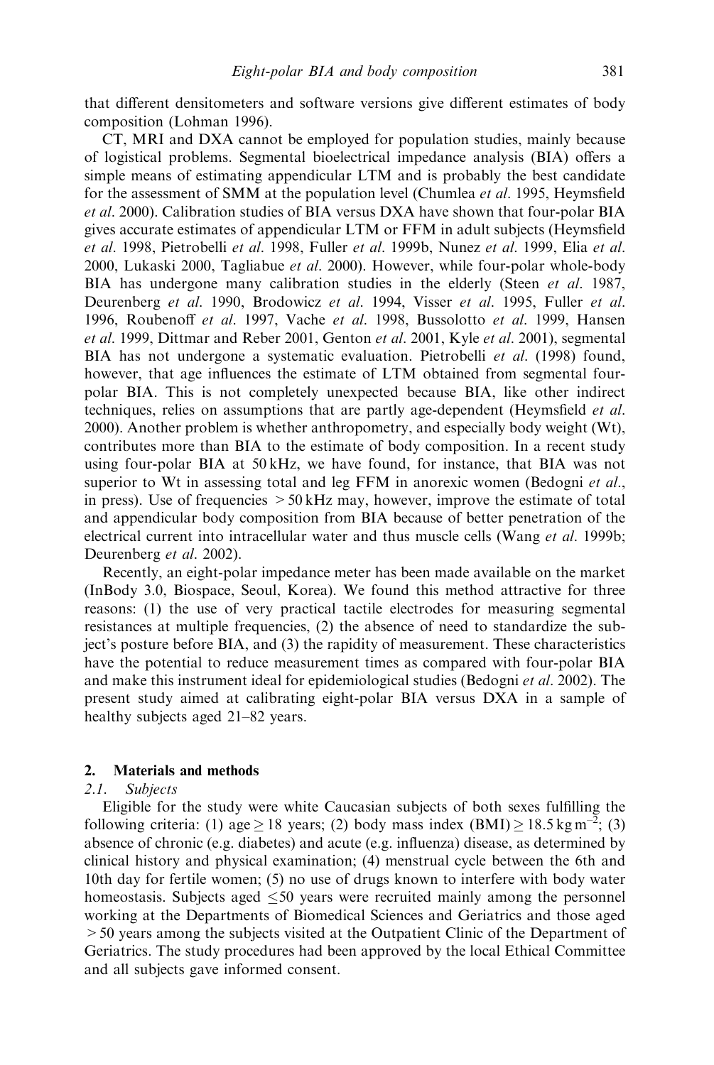that different densitometers and software versions give different estimates of body composition (Lohman 1996).

CT, MRI and DXA cannot be employed for population studies, mainly because of logistical problems. Segmental bioelectrical impedance analysis (BIA) offers a simple means of estimating appendicular LTM and is probably the best candidate for the assessment of SMM at the population level (Chumlea *et al.* 1995, Heymsfield *et al.* 2000). Calibration studies of BIA versus DXA have shown that four-polar BIA gives accurate estimates of appendicular LTM or FFM in adult subjects (Heymsfield *et al.* 1998, Pietrobelli *et al.* 1998, Fuller *et al.* 1999b, Nunez *et al.* 1999, Elia *et al.* 2000, Lukaski 2000, Tagliabue *et al.* 2000). However, while four-polar whole-body BIA has undergone many calibration studies in the elderly (Steen *et al.* 1987, Deurenberg *et al.* 1990, Brodowicz *et al.* 1994, Visser *et al.* 1995, Fuller *et al.* 1996, Roubenoff *et al.* 1997, Vache *et al.* 1998, Bussolotto *et al.* 1999, Hansen *et al.* 1999, Dittmar and Reber 2001, Genton *et al.* 2001, Kyle *et al.* 2001), segmental BIA has not undergone a systematic evaluation. Pietrobelli *et al.* (1998) found, however, that age influences the estimate of LTM obtained from segmental four-polar BIA. This is not completely unexpected because BIA, like other indirect techniques, relies on assumptions that are partly age-dependent (Heymsfield *et al.* 2000). Another problem is whether anthropometry, and especially body weight (Wt), contributes more than BIA to the estimate of body composition. In a recent study using four-polar BIA at 50 kHz, we have found, for instance, that BIA was not superior to Wt in assessing total and leg FFM in anorexic women (Bedogni *et al.*, in press). Use of frequencies $>50$ kHz may, however, improve the estimate of total and appendicular body composition from BIA because of better penetration of the electrical current into intracellular water and thus muscle cells (Wang *et al.* 1999b; Deurenberg *et al.* 2002).

Recently, an eight-polar impedance meter has been made available on the market (InBody 3.0, Biospace, Seoul, Korea). We found this method attractive for three reasons: (1) the use of very practical tactile electrodes for measuring segmental resistances at multiple frequencies, (2) the absence of need to standardize the subject's posture before BIA, and (3) the rapidity of measurement. These characteristics have the potential to reduce measurement times as compared with four-polar BIA and make this instrument ideal for epidemiological studies (Bedogni *et al.* 2002). The present study aimed at calibrating eight-polar BIA versus DXA in a sample of healthy subjects aged 21–82 years.

## 2. Materials and methods

### 2.1. *Subjects*

Eligible for the study were white Caucasian subjects of both sexes fulfilling the following criteria: (1) age $\geq 18$ years; (2) body mass index (BMI) $\geq 18.5\,\text{kg m}^{-2}$; (3) absence of chronic (e.g. diabetes) and acute (e.g. influenza) disease, as determined by clinical history and physical examination; (4) menstrual cycle between the 6th and 10th day for fertile women; (5) no use of drugs known to interfere with body water homeostasis. Subjects aged $\leq 50$ years were recruited mainly among the personnel working at the Departments of Biomedical Sciences and Geriatrics and those aged $>50$ years among the subjects visited at the Outpatient Clinic of the Department of Geriatrics. The study procedures had been approved by the local Ethical Committee and all subjects gave informed consent.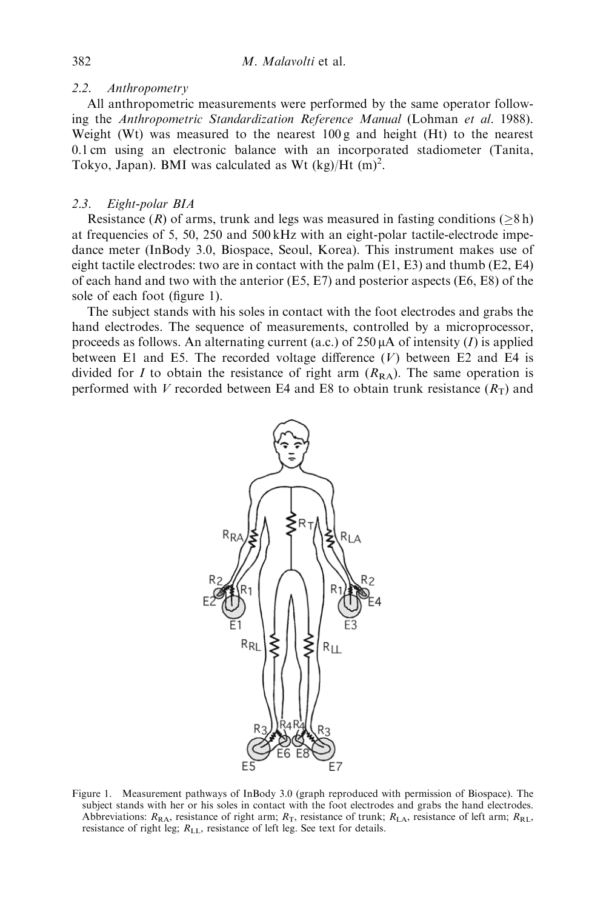### 2.2. Anthropometry

All anthropometric measurements were performed by the same operator following the *Anthropometric Standardization Reference Manual* (Lohman *et al.* 1988). Weight (Wt) was measured to the nearest 100 g and height (Ht) to the nearest 0.1 cm using an electronic balance with an incorporated stadiometer (Tanita, Tokyo, Japan). BMI was calculated as Wt (kg)/Ht $(m)^2$.

### 2.3. Eight-polar BIA

Resistance ($R$) of arms, trunk and legs was measured in fasting conditions ($\geq 8$ h) at frequencies of 5, 50, 250 and 500 kHz with an eight-polar tactile-electrode impedance meter (InBody 3.0, Biospace, Seoul, Korea). This instrument makes use of eight tactile electrodes: two are in contact with the palm (E1, E3) and thumb (E2, E4) of each hand and two with the anterior (E5, E7) and posterior aspects (E6, E8) of the sole of each foot (figure 1).

The subject stands with his soles in contact with the foot electrodes and grabs the hand electrodes. The sequence of measurements, controlled by a microprocessor, proceeds as follows. An alternating current (a.c.) of 250 μA of intensity ($I$) is applied between E1 and E5. The recorded voltage difference ($V$) between E2 and E4 is divided for $I$ to obtain the resistance of right arm ($R_{RA}$). The same operation is performed with $V$ recorded between E4 and E8 to obtain trunk resistance ($R_T$) and

Figure 1. Measurement pathways of InBody 3.0 (graph reproduced with permission of Biospace). The subject stands with her or his soles in contact with the foot electrodes and grabs the hand electrodes. Abbreviations: $R_{RA}$, resistance of right arm; $R_T$, resistance of trunk; $R_{LA}$, resistance of left arm; $R_{RL}$, resistance of right leg; $R_{LL}$, resistance of left leg. See text for details.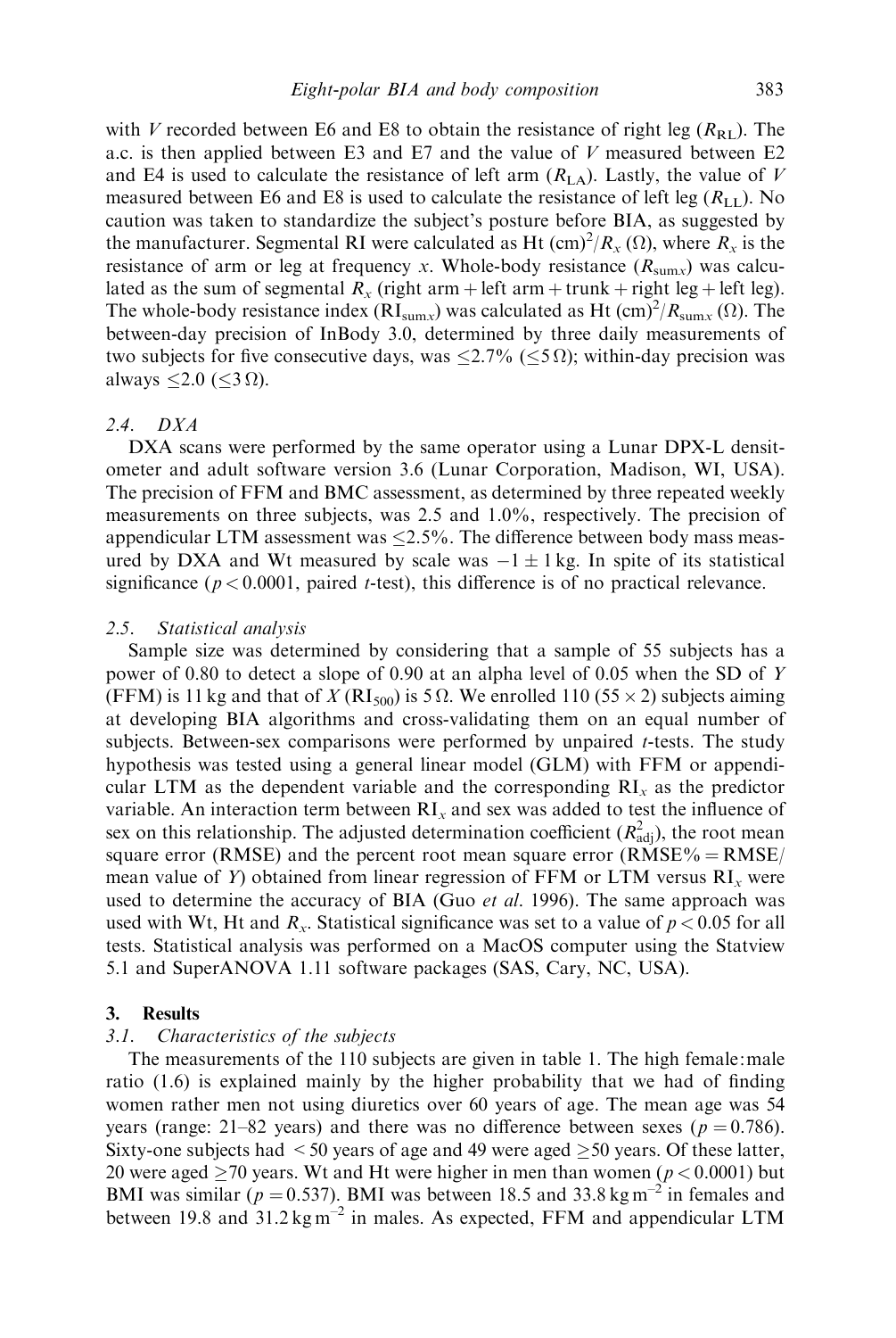with $V$ recorded between E6 and E8 to obtain the resistance of right leg ($R_{RL}$). The a.c. is then applied between E3 and E7 and the value of $V$ measured between E2 and E4 is used to calculate the resistance of left arm ($R_{LA}$). Lastly, the value of $V$ measured between E6 and E8 is used to calculate the resistance of left leg ($R_{LL}$). No caution was taken to standardize the subject's posture before BIA, as suggested by the manufacturer. Segmental RI were calculated as Ht (cm)$^2$/$R_x$ ($\Omega$), where $R_x$ is the resistance of arm or leg at frequency $x$. Whole-body resistance ($R_{\text{sum}x}$) was calculated as the sum of segmental $R_x$ (right arm + left arm + trunk + right leg + left leg). The whole-body resistance index ($\text{RI}_{\text{sum}x}$) was calculated as Ht (cm)$^2$/$R_{\text{sum}x}$ ($\Omega$). The between-day precision of InBody 3.0, determined by three daily measurements of two subjects for five consecutive days, was $\leq$2.7% ($\leq$5 $\Omega$); within-day precision was always $\leq$2.0 ($\leq$3 $\Omega$).

### 2.4. *DXA*

DXA scans were performed by the same operator using a Lunar DPX-L densitometer and adult software version 3.6 (Lunar Corporation, Madison, WI, USA). The precision of FFM and BMC assessment, as determined by three repeated weekly measurements on three subjects, was 2.5 and 1.0%, respectively. The precision of appendicular LTM assessment was $\leq$2.5%. The difference between body mass measured by DXA and Wt measured by scale was $-1 \pm 1$ kg. In spite of its statistical significance ($p < 0.0001$, paired $t$-test), this difference is of no practical relevance.

### 2.5. *Statistical analysis*

Sample size was determined by considering that a sample of 55 subjects has a power of 0.80 to detect a slope of 0.90 at an alpha level of 0.05 when the SD of $Y$ (FFM) is 11 kg and that of $X$ ($\text{RI}_{500}$) is 5 $\Omega$. We enrolled 110 (55 $\times$ 2) subjects aiming at developing BIA algorithms and cross-validating them on an equal number of subjects. Between-sex comparisons were performed by unpaired $t$-tests. The study hypothesis was tested using a general linear model (GLM) with FFM or appendicular LTM as the dependent variable and the corresponding $\text{RI}_x$ as the predictor variable. An interaction term between $\text{RI}_x$ and sex was added to test the influence of sex on this relationship. The adjusted determination coefficient ($R^2_{\text{adj}}$), the root mean square error (RMSE) and the percent root mean square error (RMSE% = RMSE/mean value of $Y$) obtained from linear regression of FFM or LTM versus $\text{RI}_x$ were used to determine the accuracy of BIA (Guo *et al.* 1996). The same approach was used with Wt, Ht and $R_x$. Statistical significance was set to a value of $p < 0.05$ for all tests. Statistical analysis was performed on a MacOS computer using the Statview 5.1 and SuperANOVA 1.11 software packages (SAS, Cary, NC, USA).

## 3. Results

### 3.1. *Characteristics of the subjects*

The measurements of the 110 subjects are given in table 1. The high female:male ratio (1.6) is explained mainly by the higher probability that we had of finding women rather men not using diuretics over 60 years of age. The mean age was 54 years (range: 21–82 years) and there was no difference between sexes ($p = 0.786$). Sixty-one subjects had < 50 years of age and 49 were aged $\geq$50 years. Of these latter, 20 were aged $\geq$70 years. Wt and Ht were higher in men than women ($p < 0.0001$) but BMI was similar ($p = 0.537$). BMI was between 18.5 and 33.8 kg m$^{-2}$ in females and between 19.8 and 31.2 kg m$^{-2}$ in males. As expected, FFM and appendicular LTM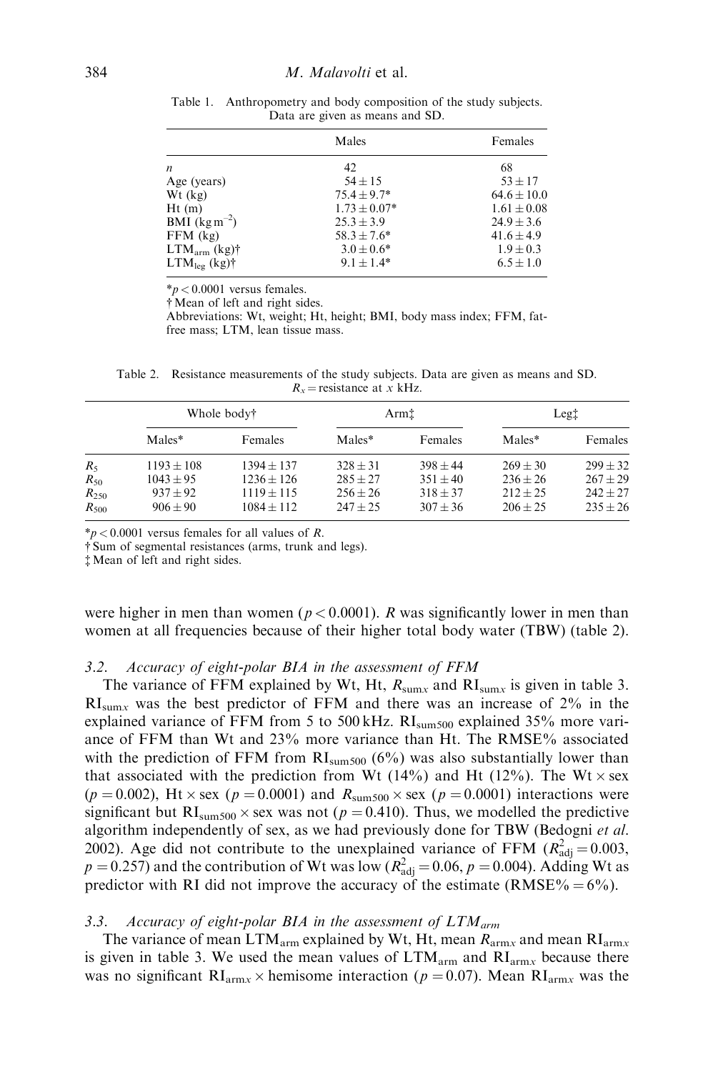Table 1. Anthropometry and body composition of the study subjects. Data are given as means and SD.

| | Males | Females |
|---|---|---|
| $n$ | 42 | 68 |
| Age (years) | $54 \pm 15$ | $53 \pm 17$ |
| Wt (kg) | $75.4 \pm 9.7$* | $64.6 \pm 10.0$ |
| Ht (m) | $1.73 \pm 0.07$* | $1.61 \pm 0.08$ |
| BMI ($kg\,m^{-2}$) | $25.3 \pm 3.9$ | $24.9 \pm 3.6$ |
| FFM (kg) | $58.3 \pm 7.6$* | $41.6 \pm 4.9$ |
| $LTM_{arm}$ (kg)† | $3.0 \pm 0.6$* | $1.9 \pm 0.3$ |
| $LTM_{leg}$ (kg)† | $9.1 \pm 1.4$* | $6.5 \pm 1.0$ |

*$p < 0.0001$ versus females.
† Mean of left and right sides.
Abbreviations: Wt, weight; Ht, height; BMI, body mass index; FFM, fat-free mass; LTM, lean tissue mass.

Table 2. Resistance measurements of the study subjects. Data are given as means and SD. $R_x$ = resistance at $x$ kHz.

| | Whole body† | | Arm‡ | | Leg‡ | |
|---|---|---|---|---|---|---|
| | Males* | Females | Males* | Females | Males* | Females |
| $R_5$ | $1193 \pm 108$ | $1394 \pm 137$ | $328 \pm 31$ | $398 \pm 44$ | $269 \pm 30$ | $299 \pm 32$ |
| $R_{50}$ | $1043 \pm 95$ | $1236 \pm 126$ | $285 \pm 27$ | $351 \pm 40$ | $236 \pm 26$ | $267 \pm 29$ |
| $R_{250}$ | $937 \pm 92$ | $1119 \pm 115$ | $256 \pm 26$ | $318 \pm 37$ | $212 \pm 25$ | $242 \pm 27$ |
| $R_{500}$ | $906 \pm 90$ | $1084 \pm 112$ | $247 \pm 25$ | $307 \pm 36$ | $206 \pm 25$ | $235 \pm 26$ |

*$p < 0.0001$ versus females for all values of $R$.
† Sum of segmental resistances (arms, trunk and legs).
‡ Mean of left and right sides.

were higher in men than women ($p < 0.0001$). $R$ was significantly lower in men than women at all frequencies because of their higher total body water (TBW) (table 2).

### 3.2. Accuracy of eight-polar BIA in the assessment of FFM

The variance of FFM explained by Wt, Ht, $R_{sumx}$ and $RI_{sumx}$ is given in table 3. $RI_{sumx}$ was the best predictor of FFM and there was an increase of 2% in the explained variance of FFM from 5 to 500 kHz. $RI_{sum500}$ explained 35% more variance of FFM than Wt and 23% more variance than Ht. The RMSE% associated with the prediction of FFM from $RI_{sum500}$ (6%) was also substantially lower than that associated with the prediction from Wt (14%) and Ht (12%). The Wt × sex ($p = 0.002$), Ht × sex ($p = 0.0001$) and $R_{sum500}$ × sex ($p = 0.0001$) interactions were significant but $RI_{sum500}$ × sex was not ($p = 0.410$). Thus, we modelled the predictive algorithm independently of sex, as we had previously done for TBW (Bedogni *et al.* 2002). Age did not contribute to the unexplained variance of FFM ($R^2_{adj} = 0.003$, $p = 0.257$) and the contribution of Wt was low ($R^2_{adj} = 0.06$, $p = 0.004$). Adding Wt as predictor with RI did not improve the accuracy of the estimate (RMSE% = 6%).

### 3.3. Accuracy of eight-polar BIA in the assessment of $LTM_{arm}$

The variance of mean $LTM_{arm}$ explained by Wt, Ht, mean $R_{armx}$ and mean $RI_{armx}$ is given in table 3. We used the mean values of $LTM_{arm}$ and $RI_{armx}$ because there was no significant $RI_{armx}$ × hemisome interaction ($p = 0.07$). Mean $RI_{armx}$ was the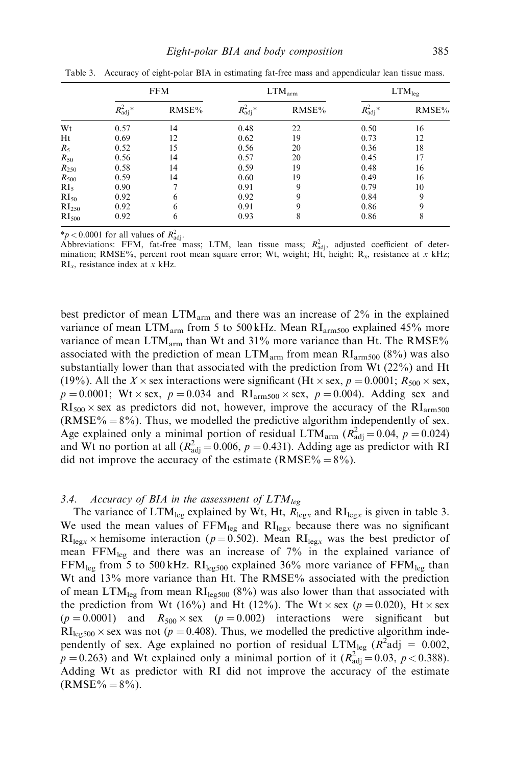Table 3. Accuracy of eight-polar BIA in estimating fat-free mass and appendicular lean tissue mass.

| | FFM | | $LTM_{arm}$ | | $LTM_{leg}$ | |
|---|---|---|---|---|---|---|
| | $R^2_{adj}$* | RMSE% | $R^2_{adj}$* | RMSE% | $R^2_{adj}$* | RMSE% |
| Wt | 0.57 | 14 | 0.48 | 22 | 0.50 | 16 |
| Ht | 0.69 | 12 | 0.62 | 19 | 0.73 | 12 |
| $R_5$ | 0.52 | 15 | 0.56 | 20 | 0.36 | 18 |
| $R_{50}$ | 0.56 | 14 | 0.57 | 20 | 0.45 | 17 |
| $R_{250}$ | 0.58 | 14 | 0.59 | 19 | 0.48 | 16 |
| $R_{500}$ | 0.59 | 14 | 0.60 | 19 | 0.49 | 16 |
| $RI_5$ | 0.90 | 7 | 0.91 | 9 | 0.79 | 10 |
| $RI_{50}$ | 0.92 | 6 | 0.92 | 9 | 0.84 | 9 |
| $RI_{250}$ | 0.92 | 6 | 0.91 | 9 | 0.86 | 9 |
| $RI_{500}$ | 0.92 | 6 | 0.93 | 8 | 0.86 | 8 |

*$p < 0.0001$ for all values of $R^2_{adj}$.
Abbreviations: FFM, fat-free mass; LTM, lean tissue mass; $R^2_{adj}$, adjusted coefficient of determination; RMSE%, percent root mean square error; Wt, weight; Ht, height; $R_x$, resistance at $x$ kHz; $RI_x$, resistance index at $x$ kHz.

best predictor of mean $LTM_{arm}$ and there was an increase of 2% in the explained variance of mean $LTM_{arm}$ from 5 to 500 kHz. Mean $RI_{arm500}$ explained 45% more variance of mean $LTM_{arm}$ than Wt and 31% more variance than Ht. The RMSE% associated with the prediction of mean $LTM_{arm}$ from mean $RI_{arm500}$ (8%) was also substantially lower than that associated with the prediction from Wt (22%) and Ht (19%). All the $X \times$ sex interactions were significant (Ht $\times$ sex, $p = 0.0001$; $R_{500} \times$ sex, $p = 0.0001$; Wt $\times$ sex, $p = 0.034$ and $RI_{arm500} \times$ sex, $p = 0.004$). Adding sex and $RI_{500} \times$ sex as predictors did not, however, improve the accuracy of the $RI_{arm500}$ (RMSE% = 8%). Thus, we modelled the predictive algorithm independently of sex. Age explained only a minimal portion of residual $LTM_{arm}$ ($R^2_{adj} = 0.04$, $p = 0.024$) and Wt no portion at all ($R^2_{adj} = 0.006$, $p = 0.431$). Adding age as predictor with RI did not improve the accuracy of the estimate (RMSE% = 8%).

### 3.4. *Accuracy of BIA in the assessment of $LTM_{leg}$*

The variance of $LTM_{leg}$ explained by Wt, Ht, $R_{legx}$ and $RI_{legx}$ is given in table 3. We used the mean values of $FFM_{leg}$ and $RI_{legx}$ because there was no significant $RI_{legx} \times$ hemisome interaction ($p = 0.502$). Mean $RI_{legx}$ was the best predictor of mean $FFM_{leg}$ and there was an increase of 7% in the explained variance of $FFM_{leg}$ from 5 to 500 kHz. $RI_{leg500}$ explained 36% more variance of $FFM_{leg}$ than Wt and 13% more variance than Ht. The RMSE% associated with the prediction of mean $LTM_{leg}$ from mean $RI_{leg500}$ (8%) was also lower than that associated with the prediction from Wt (16%) and Ht (12%). The Wt $\times$ sex ($p = 0.020$), Ht $\times$ sex ($p = 0.0001$) and $R_{500} \times$ sex ($p = 0.002$) interactions were significant but $RI_{leg500} \times$ sex was not ($p = 0.408$). Thus, we modelled the predictive algorithm independently of sex. Age explained no portion of residual $LTM_{leg}$ ($R^2$adj = 0.002, $p = 0.263$) and Wt explained only a minimal portion of it ($R^2_{adj} = 0.03$, $p < 0.388$). Adding Wt as predictor with RI did not improve the accuracy of the estimate (RMSE% = 8%).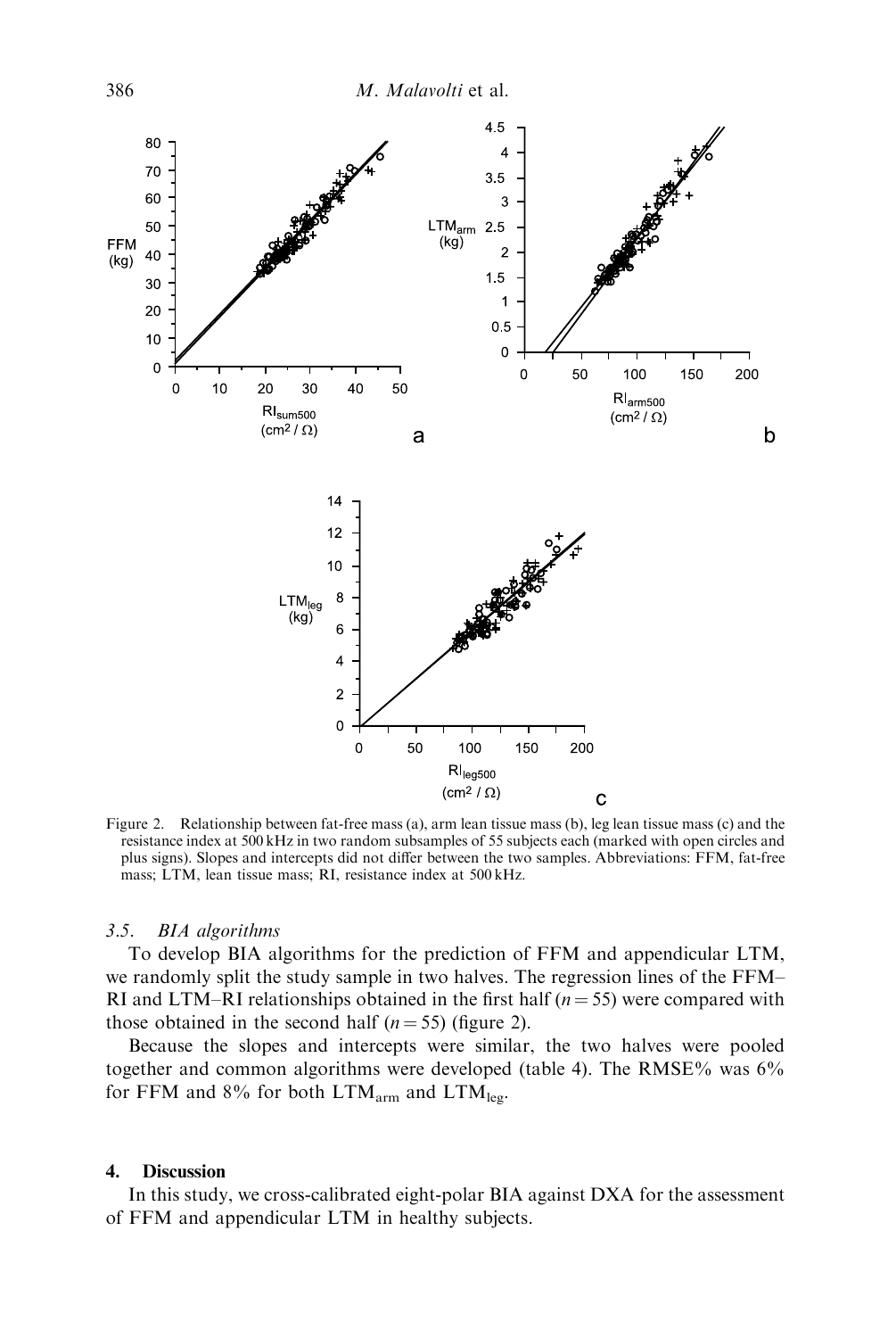Figure 2. Relationship between fat-free mass (a), arm lean tissue mass (b), leg lean tissue mass (c) and the resistance index at 500 kHz in two random subsamples of 55 subjects each (marked with open circles and plus signs). Slopes and intercepts did not differ between the two samples. Abbreviations: FFM, fat-free mass; LTM, lean tissue mass; RI, resistance index at 500 kHz.

### 3.5. *BIA algorithms*

To develop BIA algorithms for the prediction of FFM and appendicular LTM, we randomly split the study sample in two halves. The regression lines of the FFM–RI and LTM–RI relationships obtained in the first half ($n = 55$) were compared with those obtained in the second half ($n = 55$) (figure 2).

Because the slopes and intercepts were similar, the two halves were pooled together and common algorithms were developed (table 4). The RMSE% was 6% for FFM and 8% for both $LTM_{arm}$ and $LTM_{leg}$.

## 4. Discussion

In this study, we cross-calibrated eight-polar BIA against DXA for the assessment of FFM and appendicular LTM in healthy subjects.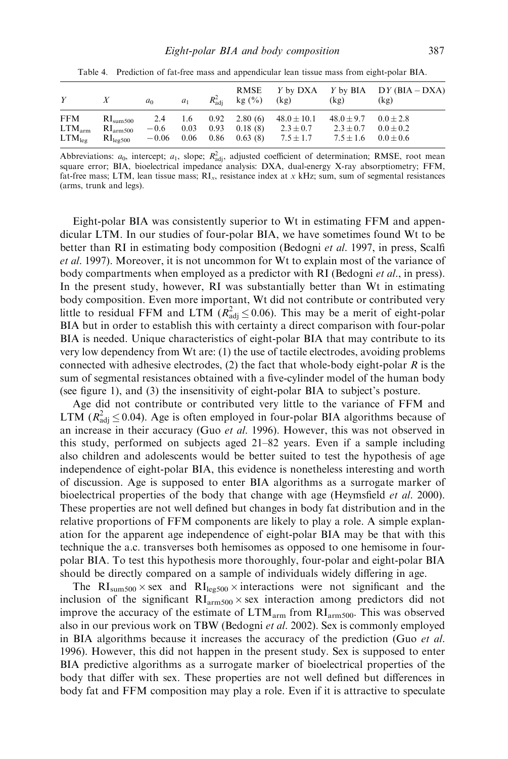Table 4. Prediction of fat-free mass and appendicular lean tissue mass from eight-polar BIA.

| $Y$ | $X$ | $a_0$ | $a_1$ | $R^2_{adj}$ | RMSE kg (%) | $Y$ by DXA (kg) | $Y$ by BIA (kg) | $DY$ (BIA − DXA) (kg) |
|---|---|---|---|---|---|---|---|---|
| FFM | $RI_{sum500}$ | 2.4 | 1.6 | 0.92 | 2.80 (6) | $48.0 \pm 10.1$ | $48.0 \pm 9.7$ | $0.0 \pm 2.8$ |
| $LTM_{arm}$ | $RI_{arm500}$ | −0.6 | 0.03 | 0.93 | 0.18 (8) | $2.3 \pm 0.7$ | $2.3 \pm 0.7$ | $0.0 \pm 0.2$ |
| $LTM_{leg}$ | $RI_{leg500}$ | −0.06 | 0.06 | 0.86 | 0.63 (8) | $7.5 \pm 1.7$ | $7.5 \pm 1.6$ | $0.0 \pm 0.6$ |

Abbreviations: $a_0$, intercept; $a_1$, slope; $R^2_{adj}$, adjusted coefficient of determination; RMSE, root mean square error; BIA, bioelectrical impedance analysis: DXA, dual-energy X-ray absorptiometry; FFM, fat-free mass; LTM, lean tissue mass; $RI_x$, resistance index at $x$ kHz; sum, sum of segmental resistances (arms, trunk and legs).

Eight-polar BIA was consistently superior to Wt in estimating FFM and appendicular LTM. In our studies of four-polar BIA, we have sometimes found Wt to be better than RI in estimating body composition (Bedogni *et al.* 1997, in press, Scalfi *et al.* 1997). Moreover, it is not uncommon for Wt to explain most of the variance of body compartments when employed as a predictor with RI (Bedogni *et al.*, in press). In the present study, however, RI was substantially better than Wt in estimating body composition. Even more important, Wt did not contribute or contributed very little to residual FFM and LTM ($R^2_{adj} \leq 0.06$). This may be a merit of eight-polar BIA but in order to establish this with certainty a direct comparison with four-polar BIA is needed. Unique characteristics of eight-polar BIA that may contribute to its very low dependency from Wt are: (1) the use of tactile electrodes, avoiding problems connected with adhesive electrodes, (2) the fact that whole-body eight-polar $R$ is the sum of segmental resistances obtained with a five-cylinder model of the human body (see figure 1), and (3) the insensitivity of eight-polar BIA to subject's posture.

Age did not contribute or contributed very little to the variance of FFM and LTM ($R^2_{adj} \leq 0.04$). Age is often employed in four-polar BIA algorithms because of an increase in their accuracy (Guo *et al.* 1996). However, this was not observed in this study, performed on subjects aged 21–82 years. Even if a sample including also children and adolescents would be better suited to test the hypothesis of age independence of eight-polar BIA, this evidence is nonetheless interesting and worth of discussion. Age is supposed to enter BIA algorithms as a surrogate marker of bioelectrical properties of the body that change with age (Heymsfield *et al.* 2000). These properties are not well defined but changes in body fat distribution and in the relative proportions of FFM components are likely to play a role. A simple explanation for the apparent age independence of eight-polar BIA may be that with this technique the a.c. transverses both hemisomes as opposed to one hemisome in four-polar BIA. To test this hypothesis more thoroughly, four-polar and eight-polar BIA should be directly compared on a sample of individuals widely differing in age.

The $RI_{sum500} \times$ sex and $RI_{leg500} \times$ interactions were not significant and the inclusion of the significant $RI_{arm500} \times$ sex interaction among predictors did not improve the accuracy of the estimate of $LTM_{arm}$ from $RI_{arm500}$. This was observed also in our previous work on TBW (Bedogni *et al.* 2002). Sex is commonly employed in BIA algorithms because it increases the accuracy of the prediction (Guo *et al.* 1996). However, this did not happen in the present study. Sex is supposed to enter BIA predictive algorithms as a surrogate marker of bioelectrical properties of the body that differ with sex. These properties are not well defined but differences in body fat and FFM composition may play a role. Even if it is attractive to speculate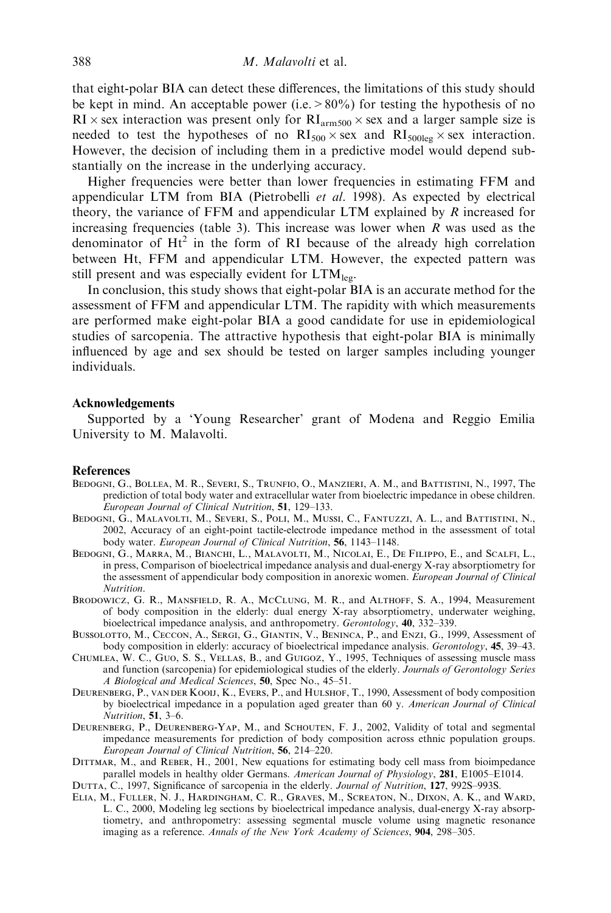that eight-polar BIA can detect these differences, the limitations of this study should be kept in mind. An acceptable power (i.e. > 80%) for testing the hypothesis of no $RI \times$ sex interaction was present only for $RI_{arm500} \times$ sex and a larger sample size is needed to test the hypotheses of no $RI_{500} \times$ sex and $RI_{500leg} \times$ sex interaction. However, the decision of including them in a predictive model would depend substantially on the increase in the underlying accuracy.

Higher frequencies were better than lower frequencies in estimating FFM and appendicular LTM from BIA (Pietrobelli *et al.* 1998). As expected by electrical theory, the variance of FFM and appendicular LTM explained by *R* increased for increasing frequencies (table 3). This increase was lower when *R* was used as the denominator of $Ht^2$ in the form of RI because of the already high correlation between Ht, FFM and appendicular LTM. However, the expected pattern was still present and was especially evident for $LTM_{leg}$.

In conclusion, this study shows that eight-polar BIA is an accurate method for the assessment of FFM and appendicular LTM. The rapidity with which measurements are performed make eight-polar BIA a good candidate for use in epidemiological studies of sarcopenia. The attractive hypothesis that eight-polar BIA is minimally influenced by age and sex should be tested on larger samples including younger individuals.

### Acknowledgements

Supported by a 'Young Researcher' grant of Modena and Reggio Emilia University to M. Malavolti.

### References

Bedogni, G., Bollea, M. R., Severi, S., Trunfio, O., Manzieri, A. M., and Battistini, N., 1997, The prediction of total body water and extracellular water from bioelectric impedance in obese children. *European Journal of Clinical Nutrition*, **51**, 129–133.

Bedogni, G., Malavolti, M., Severi, S., Poli, M., Mussi, C., Fantuzzi, A. L., and Battistini, N., 2002, Accuracy of an eight-point tactile-electrode impedance method in the assessment of total body water. *European Journal of Clinical Nutrition*, **56**, 1143–1148.

Bedogni, G., Marra, M., Bianchi, L., Malavolti, M., Nicolai, E., De Filippo, E., and Scalfi, L., in press, Comparison of bioelectrical impedance analysis and dual-energy X-ray absorptiometry for the assessment of appendicular body composition in anorexic women. *European Journal of Clinical Nutrition*.

Brodowicz, G. R., Mansfield, R. A., McClung, M. R., and Althoff, S. A., 1994, Measurement of body composition in the elderly: dual energy X-ray absorptiometry, underwater weighing, bioelectrical impedance analysis, and anthropometry. *Gerontology*, **40**, 332–339.

Bussolotto, M., Ceccon, A., Sergi, G., Giantin, V., Beninca, P., and Enzi, G., 1999, Assessment of body composition in elderly: accuracy of bioelectrical impedance analysis. *Gerontology*, **45**, 39–43.

Chumlea, W. C., Guo, S. S., Vellas, B., and Guigoz, Y., 1995, Techniques of assessing muscle mass and function (sarcopenia) for epidemiological studies of the elderly. *Journals of Gerontology Series A Biological and Medical Sciences*, **50**, Spec No., 45–51.

Deurenberg, P., van der Kooij, K., Evers, P., and Hulshof, T., 1990, Assessment of body composition by bioelectrical impedance in a population aged greater than 60 y. *American Journal of Clinical Nutrition*, **51**, 3–6.

Deurenberg, P., Deurenberg-Yap, M., and Schouten, F. J., 2002, Validity of total and segmental impedance measurements for prediction of body composition across ethnic population groups. *European Journal of Clinical Nutrition*, **56**, 214–220.

Dittmar, M., and Reber, H., 2001, New equations for estimating body cell mass from bioimpedance parallel models in healthy older Germans. *American Journal of Physiology*, **281**, E1005–E1014.

Dutta, C., 1997, Significance of sarcopenia in the elderly. *Journal of Nutrition*, **127**, 992S–993S.

Elia, M., Fuller, N. J., Hardingham, C. R., Graves, M., Screaton, N., Dixon, A. K., and Ward, L. C., 2000, Modeling leg sections by bioelectrical impedance analysis, dual-energy X-ray absorptiometry, and anthropometry: assessing segmental muscle volume using magnetic resonance imaging as a reference. *Annals of the New York Academy of Sciences*, **904**, 298–305.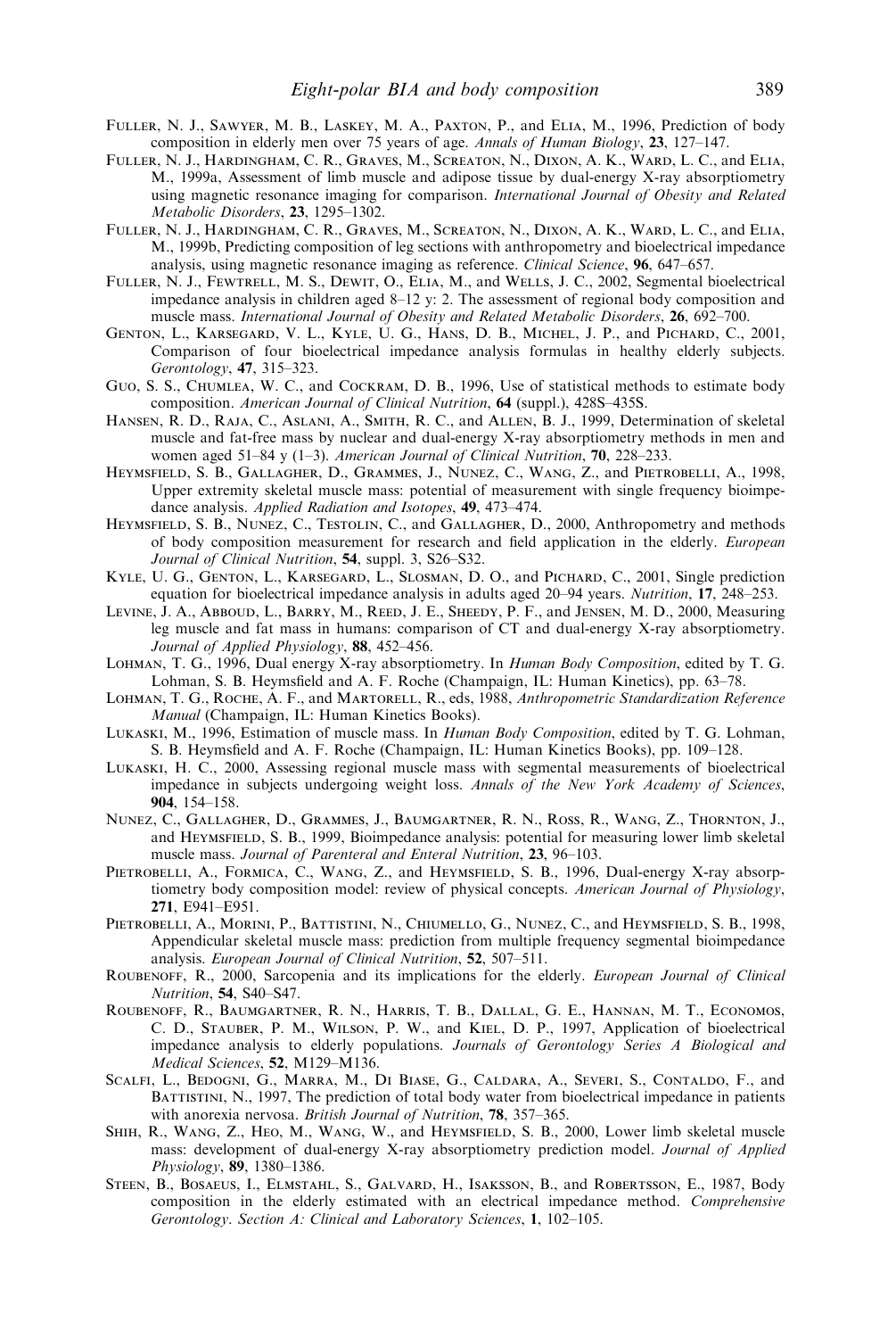Fuller, N. J., Sawyer, M. B., Laskey, M. A., Paxton, P., and Elia, M., 1996, Prediction of body composition in elderly men over 75 years of age. *Annals of Human Biology*, **23**, 127–147.

Fuller, N. J., Hardingham, C. R., Graves, M., Screaton, N., Dixon, A. K., Ward, L. C., and Elia, M., 1999a, Assessment of limb muscle and adipose tissue by dual-energy X-ray absorptiometry using magnetic resonance imaging for comparison. *International Journal of Obesity and Related Metabolic Disorders*, **23**, 1295–1302.

Fuller, N. J., Hardingham, C. R., Graves, M., Screaton, N., Dixon, A. K., Ward, L. C., and Elia, M., 1999b, Predicting composition of leg sections with anthropometry and bioelectrical impedance analysis, using magnetic resonance imaging as reference. *Clinical Science*, **96**, 647–657.

Fuller, N. J., Fewtrell, M. S., Dewit, O., Elia, M., and Wells, J. C., 2002, Segmental bioelectrical impedance analysis in children aged 8–12 y: 2. The assessment of regional body composition and muscle mass. *International Journal of Obesity and Related Metabolic Disorders*, **26**, 692–700.

Genton, L., Karsegard, V. L., Kyle, U. G., Hans, D. B., Michel, J. P., and Pichard, C., 2001, Comparison of four bioelectrical impedance analysis formulas in healthy elderly subjects. *Gerontology*, **47**, 315–323.

Guo, S. S., Chumlea, W. C., and Cockram, D. B., 1996, Use of statistical methods to estimate body composition. *American Journal of Clinical Nutrition*, **64** (suppl.), 428S–435S.

Hansen, R. D., Raja, C., Aslani, A., Smith, R. C., and Allen, B. J., 1999, Determination of skeletal muscle and fat-free mass by nuclear and dual-energy X-ray absorptiometry methods in men and women aged 51–84 y (1–3). *American Journal of Clinical Nutrition*, **70**, 228–233.

Heymsfield, S. B., Gallagher, D., Grammes, J., Nunez, C., Wang, Z., and Pietrobelli, A., 1998, Upper extremity skeletal muscle mass: potential of measurement with single frequency bioimpedance analysis. *Applied Radiation and Isotopes*, **49**, 473–474.

Heymsfield, S. B., Nunez, C., Testolin, C., and Gallagher, D., 2000, Anthropometry and methods of body composition measurement for research and field application in the elderly. *European Journal of Clinical Nutrition*, **54**, suppl. 3, S26–S32.

Kyle, U. G., Genton, L., Karsegard, L., Slosman, D. O., and Pichard, C., 2001, Single prediction equation for bioelectrical impedance analysis in adults aged 20–94 years. *Nutrition*, **17**, 248–253.

Levine, J. A., Abboud, L., Barry, M., Reed, J. E., Sheedy, P. F., and Jensen, M. D., 2000, Measuring leg muscle and fat mass in humans: comparison of CT and dual-energy X-ray absorptiometry. *Journal of Applied Physiology*, **88**, 452–456.

Lohman, T. G., 1996, Dual energy X-ray absorptiometry. In *Human Body Composition*, edited by T. G. Lohman, S. B. Heymsfield and A. F. Roche (Champaign, IL: Human Kinetics), pp. 63–78.

Lohman, T. G., Roche, A. F., and Martorell, R., eds, 1988, *Anthropometric Standardization Reference Manual* (Champaign, IL: Human Kinetics Books).

Lukaski, M., 1996, Estimation of muscle mass. In *Human Body Composition*, edited by T. G. Lohman, S. B. Heymsfield and A. F. Roche (Champaign, IL: Human Kinetics Books), pp. 109–128.

Lukaski, H. C., 2000, Assessing regional muscle mass with segmental measurements of bioelectrical impedance in subjects undergoing weight loss. *Annals of the New York Academy of Sciences*, **904**, 154–158.

Nunez, C., Gallagher, D., Grammes, J., Baumgartner, R. N., Ross, R., Wang, Z., Thornton, J., and Heymsfield, S. B., 1999, Bioimpedance analysis: potential for measuring lower limb skeletal muscle mass. *Journal of Parenteral and Enteral Nutrition*, **23**, 96–103.

Pietrobelli, A., Formica, C., Wang, Z., and Heymsfield, S. B., 1996, Dual-energy X-ray absorptiometry body composition model: review of physical concepts. *American Journal of Physiology*, **271**, E941–E951.

Pietrobelli, A., Morini, P., Battistini, N., Chiumello, G., Nunez, C., and Heymsfield, S. B., 1998, Appendicular skeletal muscle mass: prediction from multiple frequency segmental bioimpedance analysis. *European Journal of Clinical Nutrition*, **52**, 507–511.

Roubenoff, R., 2000, Sarcopenia and its implications for the elderly. *European Journal of Clinical Nutrition*, **54**, S40–S47.

Roubenoff, R., Baumgartner, R. N., Harris, T. B., Dallal, G. E., Hannan, M. T., Economos, C. D., Stauber, P. M., Wilson, P. W., and Kiel, D. P., 1997, Application of bioelectrical impedance analysis to elderly populations. *Journals of Gerontology Series A Biological and Medical Sciences*, **52**, M129–M136.

Scalfi, L., Bedogni, G., Marra, M., Di Biase, G., Caldara, A., Severi, S., Contaldo, F., and Battistini, N., 1997, The prediction of total body water from bioelectrical impedance in patients with anorexia nervosa. *British Journal of Nutrition*, **78**, 357–365.

Shih, R., Wang, Z., Heo, M., Wang, W., and Heymsfield, S. B., 2000, Lower limb skeletal muscle mass: development of dual-energy X-ray absorptiometry prediction model. *Journal of Applied Physiology*, **89**, 1380–1386.

Steen, B., Bosaeus, I., Elmstahl, S., Galvard, H., Isaksson, B., and Robertsson, E., 1987, Body composition in the elderly estimated with an electrical impedance method. *Comprehensive Gerontology. Section A: Clinical and Laboratory Sciences*, **1**, 102–105.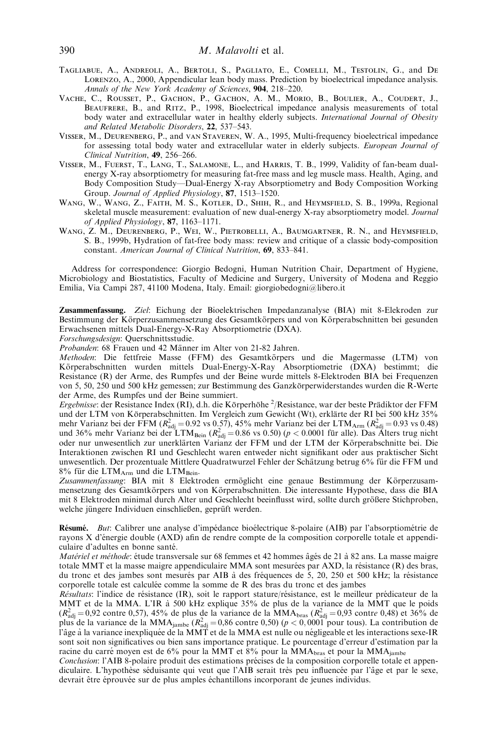Tagliabue, A., Andreoli, A., Bertoli, S., Pagliato, E., Comelli, M., Testolin, G., and De Lorenzo, A., 2000, Appendicular lean body mass. Prediction by bioelectrical impedance analysis. *Annals of the New York Academy of Sciences*, **904**, 218–220.

Vache, C., Rousset, P., Gachon, P., Gachon, A. M., Morio, B., Boulier, A., Coudert, J., Beaufrere, B., and Ritz, P., 1998, Bioelectrical impedance analysis measurements of total body water and extracellular water in healthy elderly subjects. *International Journal of Obesity and Related Metabolic Disorders*, **22**, 537–543.

Visser, M., Deurenberg, P., and van Staveren, W. A., 1995, Multi-frequency bioelectrical impedance for assessing total body water and extracellular water in elderly subjects. *European Journal of Clinical Nutrition*, **49**, 256–266.

Visser, M., Fuerst, T., Lang, T., Salamone, L., and Harris, T. B., 1999, Validity of fan-beam dual-energy X-ray absorptiometry for measuring fat-free mass and leg muscle mass. Health, Aging, and Body Composition Study—Dual-Energy X-ray Absorptiometry and Body Composition Working Group. *Journal of Applied Physiology*, **87**, 1513–1520.

Wang, W., Wang, Z., Faith, M. S., Kotler, D., Shih, R., and Heymsfield, S. B., 1999a, Regional skeletal muscle measurement: evaluation of new dual-energy X-ray absorptiometry model. *Journal of Applied Physiology*, **87**, 1163–1171.

Wang, Z. M., Deurenberg, P., Wei, W., Pietrobelli, A., Baumgartner, R. N., and Heymsfield, S. B., 1999b, Hydration of fat-free body mass: review and critique of a classic body-composition constant. *American Journal of Clinical Nutrition*, **69**, 833–841.

Address for correspondence: Giorgio Bedogni, Human Nutrition Chair, Department of Hygiene, Microbiology and Biostatistics, Faculty of Medicine and Surgery, University of Modena and Reggio Emilia, Via Campi 287, 41100 Modena, Italy. Email: giorgiobedogni@libero.it

**Zusammenfassung.** *Ziel*: Eichung der Bioelektrischen Impedanzanalyse (BIA) mit 8-Elekroden zur Bestimmung der Körperzusammensetzung des Gesamtkörpers und von Körperabschnitten bei gesunden Erwachsenen mittels Dual-Energy-X-Ray Absorptiometrie (DXA).

*Forschungsdesign*: Querschnittsstudie.

*Probanden*: 68 Frauen und 42 Männer im Alter von 21-82 Jahren.

*Methoden*: Die fettfreie Masse (FFM) des Gesamtkörpers und die Magermasse (LTM) von Körperabschnitten wurden mittels Dual-Energy-X-Ray Absorptiometrie (DXA) bestimmt; die Resistance (R) der Arme, des Rumpfes und der Beine wurde mittels 8-Elektroden BIA bei Frequenzen von 5, 50, 250 und 500 kHz gemessen; zur Bestimmung des Ganzkörperwiderstandes wurden die R-Werte der Arme, des Rumpfes und der Beine summiert.

*Ergebnisse*: der Resistance Index (RI), d.h. die Körperhöhe $^2$/Resistance, war der beste Prädiktor der FFM und der LTM von Körperabschnitten. Im Vergleich zum Gewicht (Wt), erklärte der RI bei 500 kHz 35% mehr Varianz bei der FFM ($R^2_{adj} = 0.92$ vs 0.57), 45% mehr Varianz bei der $LTM_{Arm}$ ($R^2_{adj} = 0.93$ vs 0.48) und 36% mehr Varianz bei der $LTM_{Bein}$ ($R^2_{adj} = 0.86$ vs 0.50) ($p < 0.0001$ für alle). Das Alters trug nicht oder nur unwesentlich zur unerklärten Varianz der FFM und der LTM der Körperabschnitte bei. Die Interaktionen zwischen RI und Geschlecht waren entweder nicht signifikant oder aus praktischer Sicht unwesentlich. Der prozentuale Mittlere Quadratwurzel Fehler der Schätzung betrug 6% für die FFM und 8% für die $LTM_{Arm}$ und die $LTM_{Bein}$.

*Zusammenfassung*: BIA mit 8 Elektroden ermöglicht eine genaue Bestimmung der Körperzusammensetzung des Gesamtkörpers und von Körperabschnitten. Die interessante Hypothese, dass die BIA mit 8 Elektroden minimal durch Alter und Geschlecht beeinflusst wird, sollte durch größere Stichproben, welche jüngere Individuen einschließen, geprüft werden.

**Résumé.** *But*: Calibrer une analyse d'impédance bioélectrique 8-polaire (AIB) par l'absorptiométrie de rayons X d'énergie double (AXD) afin de rendre compte de la composition corporelle totale et appendiculaire d'adultes en bonne santé.

*Matériel et méthode*: étude transversale sur 68 femmes et 42 hommes âgés de 21 à 82 ans. La masse maigre totale MMT et la masse maigre appendiculaire MMA sont mesurées par AXD, la résistance (R) des bras, du tronc et des jambes sont mesurés par AIB à des fréquences de 5, 20, 250 et 500 kHz; la résistance corporelle totale est calculée comme la somme de R des bras du tronc et des jambes

*Résultats*: l'indice de résistance (IR), soit le rapport stature/résistance, est le meilleur prédicateur de la MMT et de la MMA. L'IR à 500 kHz explique 35% de plus de la variance de la MMT que le poids ($R^2_{adj} = 0{,}92$ contre 0,57), 45% de plus de la variance de la $MMA_{bras}$ ($R^2_{adj} = 0{,}93$ contre 0,48) et 36% de plus de la variance de la $MMA_{jambe}$ ($R^2_{adj} = 0{,}86$ contre 0,50) ($p < 0{,}0001$ pour tous). La contribution de l'âge à la variance inexpliquée de la MMT et de la MMA est nulle ou négligeable et les interactions sexe-IR sont soit non significatives ou bien sans importance pratique. Le pourcentage d'erreur d'estimation par la racine du carré moyen est de 6% pour la MMT et 8% pour la $MMA_{bras}$ et pour la $MMA_{jambe}$

*Conclusion*: l'AIB 8-polaire produit des estimations précises de la composition corporelle totale et appendiculaire. L'hypothèse séduisante qui veut que l'AIB serait très peu influencée par l'âge et par le sexe, devrait être éprouvée sur de plus amples échantillons incorporant de jeunes individus.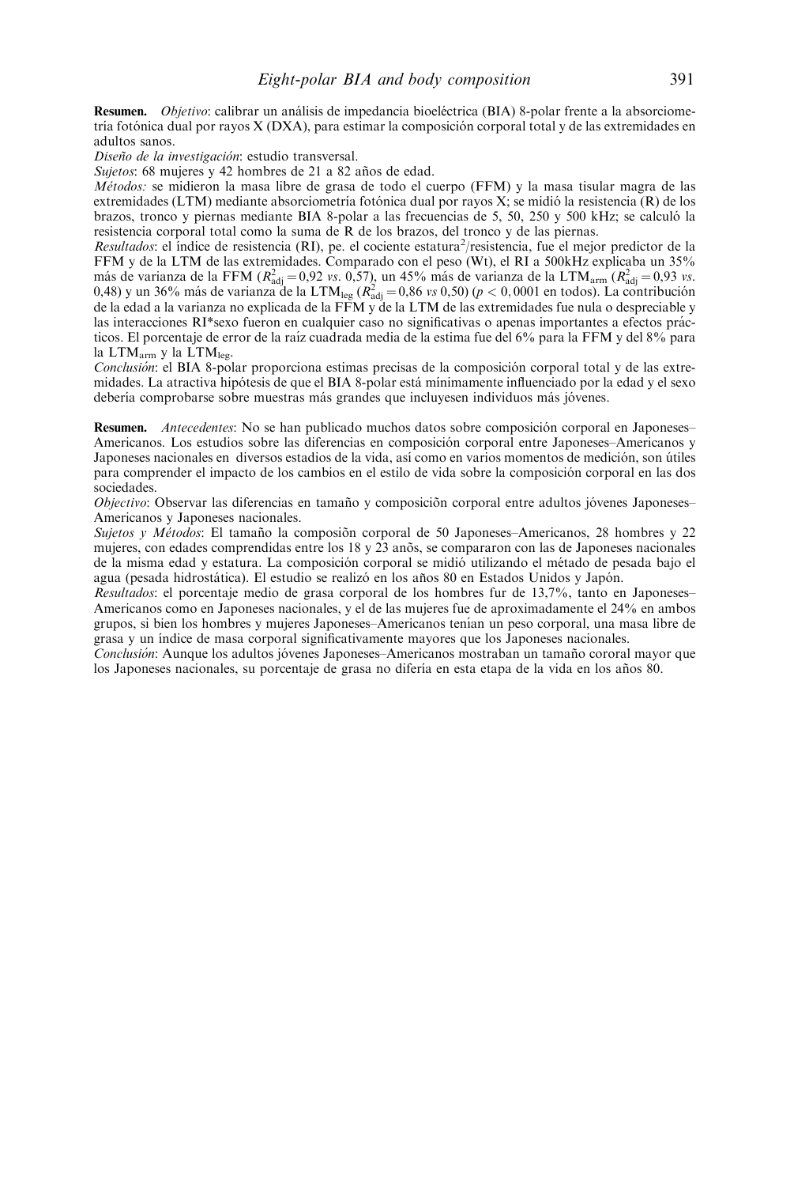**Resumen.** *Objetivo*: calibrar un análisis de impedancia bioeléctrica (BIA) 8-polar frente a la absorciometría fotónica dual por rayos X (DXA), para estimar la composición corporal total y de las extremidades en adultos sanos.

*Diseño de la investigación*: estudio transversal.

*Sujetos*: 68 mujeres y 42 hombres de 21 a 82 años de edad.

*Métodos:* se midieron la masa libre de grasa de todo el cuerpo (FFM) y la masa tisular magra de las extremidades (LTM) mediante absorciometría fotónica dual por rayos X; se midió la resistencia (R) de los brazos, tronco y piernas mediante BIA 8-polar a las frecuencias de 5, 50, 250 y 500 kHz; se calculó la resistencia corporal total como la suma de R de los brazos, del tronco y de las piernas.

*Resultados*: el índice de resistencia (RI), pe. el cociente estatura$^2$/resistencia, fue el mejor predictor de la FFM y de la LTM de las extremidades. Comparado con el peso (Wt), el RI a 500kHz explicaba un 35% más de varianza de la FFM ($R^2_{adj} = 0{,}92$ *vs.* 0,57), un 45% más de varianza de la $LTM_{arm}$ ($R^2_{adj} = 0{,}93$ *vs.* 0,48) y un 36% más de varianza de la $LTM_{leg}$ ($R^2_{adj} = 0{,}86$ *vs* 0,50) ($p < 0{,}0001$ en todos). La contribución de la edad a la varianza no explicada de la FFM y de la LTM de las extremidades fue nula o despreciable y las interacciones RI*sexo fueron en cualquier caso no significativas o apenas importantes a efectos prácticos. El porcentaje de error de la raíz cuadrada media de la estima fue del 6% para la FFM y del 8% para la $LTM_{arm}$ y la $LTM_{leg}$.

*Conclusión*: el BIA 8-polar proporciona estimas precisas de la composición corporal total y de las extremidades. La atractiva hipótesis de que el BIA 8-polar está mínimamente influenciado por la edad y el sexo debería comprobarse sobre muestras más grandes que incluyesen individuos más jóvenes.

**Resumen.** *Antecedentes*: No se han publicado muchos datos sobre composición corporal en Japoneses–Americanos. Los estudios sobre las diferencias en composición corporal entre Japoneses–Americanos y Japoneses nacionales en diversos estadios de la vida, así como en varios momentos de medición, son útiles para comprender el impacto de los cambios en el estilo de vida sobre la composición corporal en las dos sociedades.

*Objetivo*: Observar las diferencias en tamaño y composicĩon corporal entre adultos jóvenes Japoneses–Americanos y Japoneses nacionales.

*Sujetos y Métodos*: El tamaño la composiĩon corporal de 50 Japoneses–Americanos, 28 hombres y 22 mujeres, con edades comprendidas entre los 18 y 23 anõs, se compararon con las de Japoneses nacionales de la misma edad y estatura. La composición corporal se midió utilizando el métado de pesada bajo el agua (pesada hidrostática). El estudio se realizó en los años 80 en Estados Unidos y Japón.

*Resultados*: el porcentaje medio de grasa corporal de los hombres fur de 13,7%, tanto en Japoneses–Americanos como en Japoneses nacionales, y el de las mujeres fue de aproximadamente el 24% en ambos grupos, si bien los hombres y mujeres Japoneses–Americanos tenían un peso corporal, una masa libre de grasa y un índice de masa corporal significativamente mayores que los Japoneses nacionales.

*Conclusión*: Aunque los adultos jóvenes Japoneses–Americanos mostraban un tamaño cororal mayor que los Japoneses nacionales, su porcentaje de grasa no difería en esta etapa de la vida en los años 80.